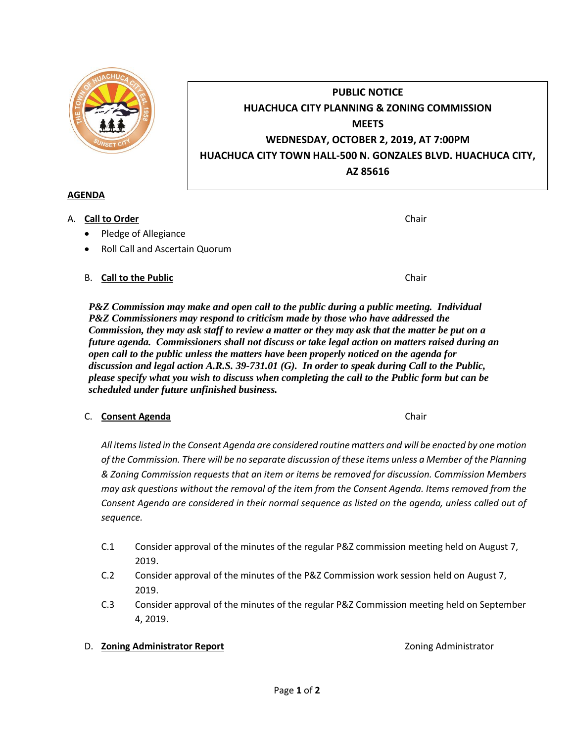**PUBLIC NOTICE**
**HUACHUCA CITY PLANNING & ZONING COMMISSION**
**MEETS**
**WEDNESDAY, OCTOBER 2, 2019, AT 7:00PM**
**HUACHUCA CITY TOWN HALL-500 N. GONZALES BLVD. HUACHUCA CITY, AZ 85616**

## AGENDA

A. **Call to Order** — Chair

- Pledge of Allegiance
- Roll Call and Ascertain Quorum

B. **Call to the Public** — Chair

***P&Z Commission may make and open call to the public during a public meeting. Individual P&Z Commissioners may respond to criticism made by those who have addressed the Commission, they may ask staff to review a matter or they may ask that the matter be put on a future agenda. Commissioners shall not discuss or take legal action on matters raised during an open call to the public unless the matters have been properly noticed on the agenda for discussion and legal action A.R.S. 39-731.01 (G). In order to speak during Call to the Public, please specify what you wish to discuss when completing the call to the Public form but can be scheduled under future unfinished business.***

C. **Consent Agenda** — Chair

*All items listed in the Consent Agenda are considered routine matters and will be enacted by one motion of the Commission. There will be no separate discussion of these items unless a Member of the Planning & Zoning Commission requests that an item or items be removed for discussion. Commission Members may ask questions without the removal of the item from the Consent Agenda. Items removed from the Consent Agenda are considered in their normal sequence as listed on the agenda, unless called out of sequence.*

C.1 Consider approval of the minutes of the regular P&Z commission meeting held on August 7, 2019.

C.2 Consider approval of the minutes of the P&Z Commission work session held on August 7, 2019.

C.3 Consider approval of the minutes of the regular P&Z Commission meeting held on September 4, 2019.

D. **Zoning Administrator Report** — Zoning Administrator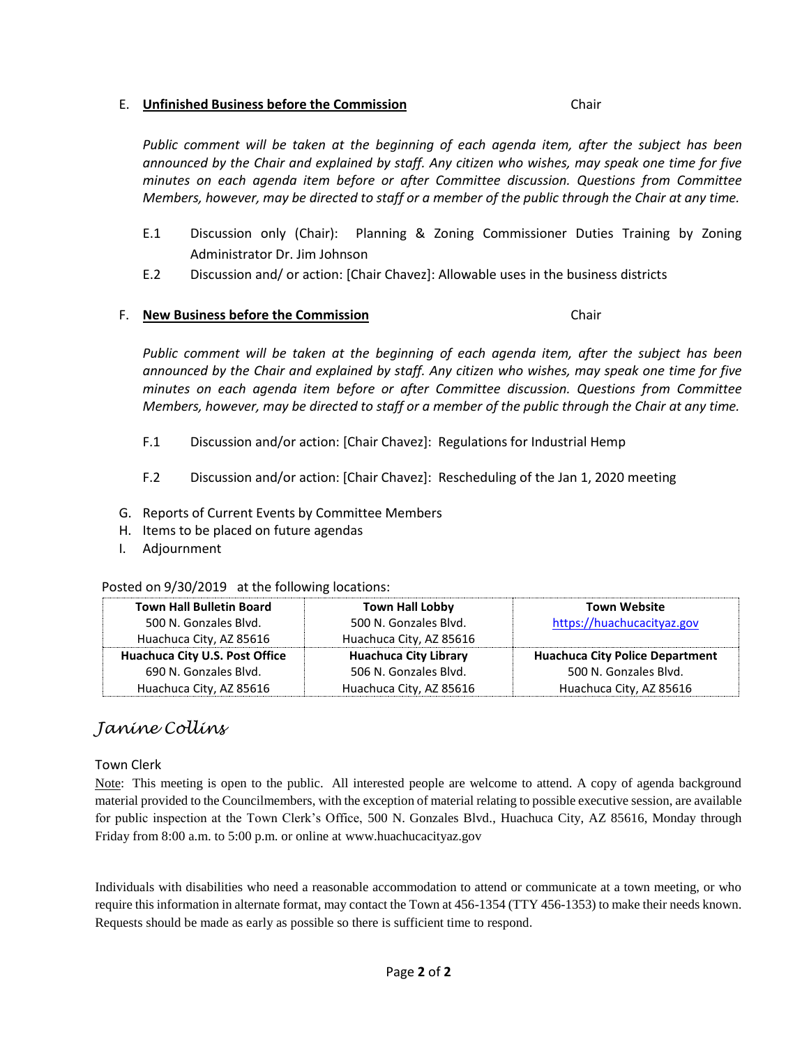E. **Unfinished Business before the Commission** Chair

*Public comment will be taken at the beginning of each agenda item, after the subject has been announced by the Chair and explained by staff. Any citizen who wishes, may speak one time for five minutes on each agenda item before or after Committee discussion. Questions from Committee Members, however, may be directed to staff or a member of the public through the Chair at any time.*

E.1 Discussion only (Chair): Planning & Zoning Commissioner Duties Training by Zoning Administrator Dr. Jim Johnson

E.2 Discussion and/ or action: [Chair Chavez]: Allowable uses in the business districts

F. **New Business before the Commission** Chair

*Public comment will be taken at the beginning of each agenda item, after the subject has been announced by the Chair and explained by staff. Any citizen who wishes, may speak one time for five minutes on each agenda item before or after Committee discussion. Questions from Committee Members, however, may be directed to staff or a member of the public through the Chair at any time.*

F.1 Discussion and/or action: [Chair Chavez]: Regulations for Industrial Hemp

F.2 Discussion and/or action: [Chair Chavez]: Rescheduling of the Jan 1, 2020 meeting

G. Reports of Current Events by Committee Members

H. Items to be placed on future agendas

I. Adjournment

Posted on 9/30/2019 at the following locations:

| | | |
|---|---|---|
| **Town Hall Bulletin Board**<br>500 N. Gonzales Blvd.<br>Huachuca City, AZ 85616 | **Town Hall Lobby**<br>500 N. Gonzales Blvd.<br>Huachuca City, AZ 85616 | **Town Website**<br>https://huachucacityaz.gov |
| **Huachuca City U.S. Post Office**<br>690 N. Gonzales Blvd.<br>Huachuca City, AZ 85616 | **Huachuca City Library**<br>506 N. Gonzales Blvd.<br>Huachuca City, AZ 85616 | **Huachuca City Police Department**<br>500 N. Gonzales Blvd.<br>Huachuca City, AZ 85616 |

*Janine Collins*

Town Clerk

Note: This meeting is open to the public. All interested people are welcome to attend. A copy of agenda background material provided to the Councilmembers, with the exception of material relating to possible executive session, are available for public inspection at the Town Clerk's Office, 500 N. Gonzales Blvd., Huachuca City, AZ 85616, Monday through Friday from 8:00 a.m. to 5:00 p.m. or online at www.huachucacityaz.gov

Individuals with disabilities who need a reasonable accommodation to attend or communicate at a town meeting, or who require this information in alternate format, may contact the Town at 456-1354 (TTY 456-1353) to make their needs known. Requests should be made as early as possible so there is sufficient time to respond.